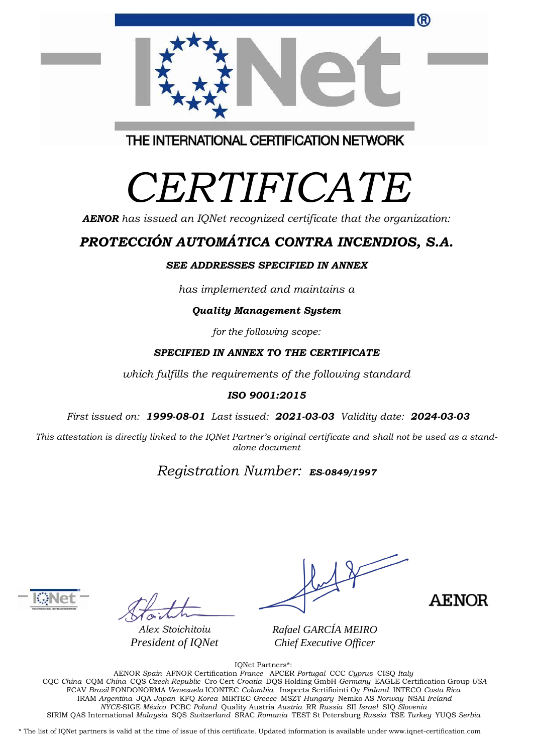THE INTERNATIONAL CERTIFICATION NETWORK

# CERTIFICATE

***AENOR*** *has issued an IQNet recognized certificate that the organization:*

## ***PROTECCIÓN AUTOMÁTICA CONTRA INCENDIOS, S.A.***

***SEE ADDRESSES SPECIFIED IN ANNEX***

*has implemented and maintains a*

***Quality Management System***

*for the following scope:*

***SPECIFIED IN ANNEX TO THE CERTIFICATE***

*which fulfills the requirements of the following standard*

***ISO 9001:2015***

*First issued on:* ***1999-08-01*** *Last issued:* ***2021-03-03*** *Validity date:* ***2024-03-03***

*This attestation is directly linked to the IQNet Partner's original certificate and shall not be used as a stand-alone document*

*Registration Number:* ***ES-0849/1997***

*Alex Stoichitoiu*
*President of IQNet*

*Rafael GARCÍA MEIRO*
*Chief Executive Officer*

AENOR

IQNet Partners*:

AENOR *Spain* AFNOR Certification *France* APCER *Portugal* CCC *Cyprus* CISQ *Italy*
CQC *China* CQM *China* CQS *Czech Republic* Cro Cert *Croatia* DQS Holding GmbH *Germany* EAGLE Certification Group *USA*
FCAV *Brazil* FONDONORMA *Venezuela* ICONTEC *Colombia* Inspecta Sertifiointi Oy *Finland* INTECO *Costa Rica*
IRAM *Argentina* JQA *Japan* KFQ *Korea* MIRTEC *Greece* MSZT *Hungary* Nemko AS *Norway* NSAI *Ireland*
*NYCE*-SIGE *México* PCBC *Poland* Quality Austria *Austria* RR *Russia* SII *Israel* SIQ *Slovenia*
SIRIM QAS International *Malaysia* SQS *Switzerland* SRAC *Romania* TEST St Petersburg *Russia* TSE *Turkey* YUQS *Serbia*

* The list of IQNet partners is valid at the time of issue of this certificate. Updated information is available under www.iqnet-certification.com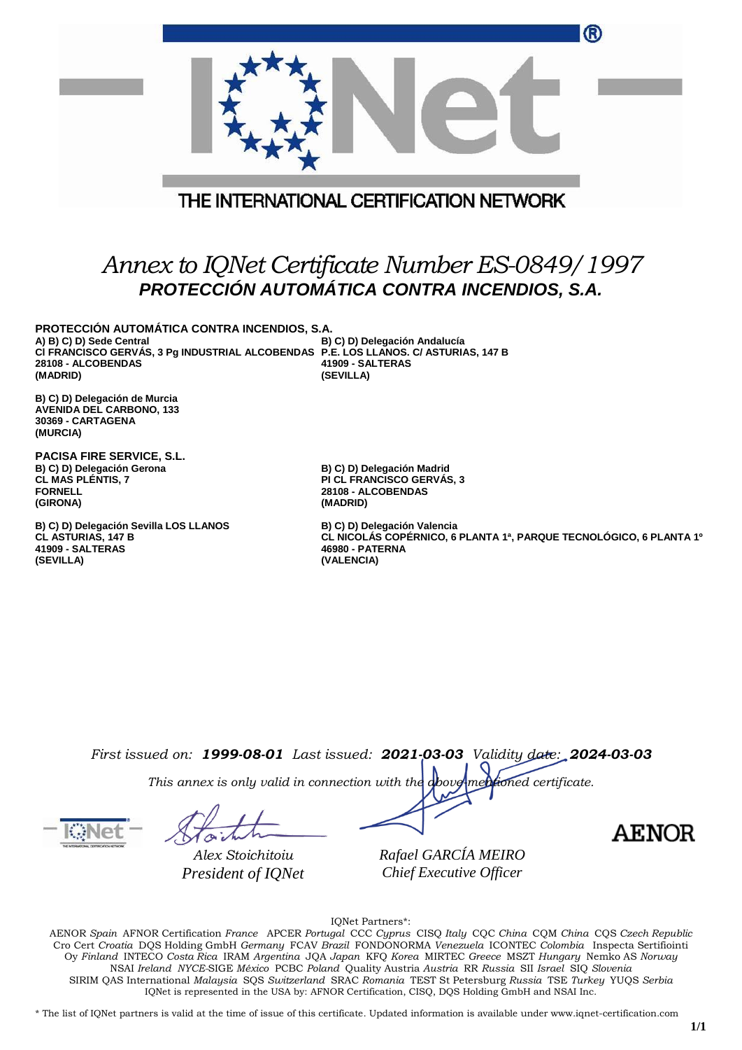THE INTERNATIONAL CERTIFICATION NETWORK

# *Annex to IQNet Certificate Number ES-0849/1997*

## *PROTECCIÓN AUTOMÁTICA CONTRA INCENDIOS, S.A.*

**PROTECCIÓN AUTOMÁTICA CONTRA INCENDIOS, S.A.**

**A) B) C) D) Sede Central**
**Cl FRANCISCO GERVÁS, 3 Pg INDUSTRIAL ALCOBENDAS**
**28108 - ALCOBENDAS**
**(MADRID)**

**B) C) D) Delegación Andalucía**
**P.E. LOS LLANOS. C/ ASTURIAS, 147 B**
**41909 - SALTERAS**
**(SEVILLA)**

**B) C) D) Delegación de Murcia**
**AVENIDA DEL CARBONO, 133**
**30369 - CARTAGENA**
**(MURCIA)**

**PACISA FIRE SERVICE, S.L.**

**B) C) D) Delegación Gerona**
**CL MAS PLÉNTIS, 7**
**FORNELL**
**(GIRONA)**

**B) C) D) Delegación Madrid**
**PI CL FRANCISCO GERVÁS, 3**
**28108 - ALCOBENDAS**
**(MADRID)**

**B) C) D) Delegación Sevilla LOS LLANOS**
**CL ASTURIAS, 147 B**
**41909 - SALTERAS**
**(SEVILLA)**

**B) C) D) Delegación Valencia**
**CL NICOLÁS COPÉRNICO, 6 PLANTA 1ª, PARQUE TECNOLÓGICO, 6 PLANTA 1º**
**46980 - PATERNA**
**(VALENCIA)**

*First issued on:* ***1999-08-01*** *Last issued:* ***2021-03-03*** *Validity date:* ***2024-03-03***

*This annex is only valid in connection with the above-mentioned certificate.*

*Alex Stoichitoiu*
*President of IQNet*

*Rafael GARCÍA MEIRO*
*Chief Executive Officer*

AENOR

IQNet Partners*:

AENOR *Spain* AFNOR Certification *France* APCER *Portugal* CCC *Cyprus* CISQ *Italy* CQC *China* CQM *China* CQS *Czech Republic* Cro Cert *Croatia* DQS Holding GmbH *Germany* FCAV *Brazil* FONDONORMA *Venezuela* ICONTEC *Colombia* Inspecta Sertifiointi Oy *Finland* INTECO *Costa Rica* IRAM *Argentina* JQA *Japan* KFQ *Korea* MIRTEC *Greece* MSZT *Hungary* Nemko AS *Norway* NSAI *Ireland* *NYCE*-SIGE *México* PCBC *Poland* Quality Austria *Austria* RR *Russia* SII *Israel* SIQ *Slovenia* SIRIM QAS International *Malaysia* SQS *Switzerland* SRAC *Romania* TEST St Petersburg *Russia* TSE *Turkey* YUQS *Serbia*
IQNet is represented in the USA by: AFNOR Certification, CISQ, DQS Holding GmbH and NSAI Inc.

\* The list of IQNet partners is valid at the time of issue of this certificate. Updated information is available under www.iqnet-certification.com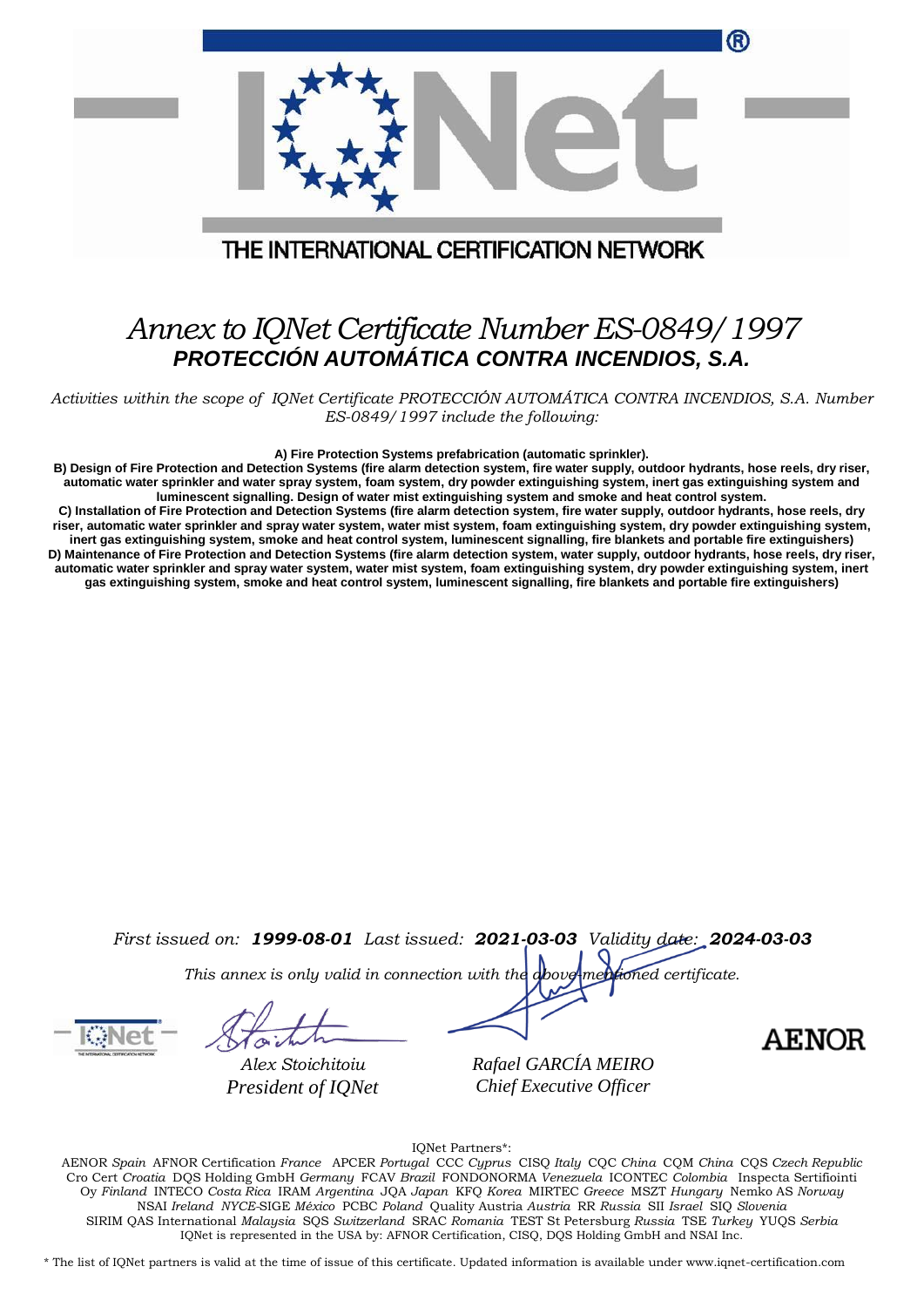THE INTERNATIONAL CERTIFICATION NETWORK

# *Annex to IQNet Certificate Number ES-0849/1997*

## ***PROTECCIÓN AUTOMÁTICA CONTRA INCENDIOS, S.A.***

*Activities within the scope of IQNet Certificate PROTECCIÓN AUTOMÁTICA CONTRA INCENDIOS, S.A. Number ES-0849/1997 include the following:*

**A) Fire Protection Systems prefabrication (automatic sprinkler).**
**B) Design of Fire Protection and Detection Systems (fire alarm detection system, fire water supply, outdoor hydrants, hose reels, dry riser, automatic water sprinkler and water spray system, foam system, dry powder extinguishing system, inert gas extinguishing system and luminescent signalling. Design of water mist extinguishing system and smoke and heat control system.**
**C) Installation of Fire Protection and Detection Systems (fire alarm detection system, fire water supply, outdoor hydrants, hose reels, dry riser, automatic water sprinkler and spray water system, water mist system, foam extinguishing system, dry powder extinguishing system, inert gas extinguishing system, smoke and heat control system, luminescent signalling, fire blankets and portable fire extinguishers)**
**D) Maintenance of Fire Protection and Detection Systems (fire alarm detection system, water supply, outdoor hydrants, hose reels, dry riser, automatic water sprinkler and spray water system, water mist system, foam extinguishing system, dry powder extinguishing system, inert gas extinguishing system, smoke and heat control system, luminescent signalling, fire blankets and portable fire extinguishers)**

*First issued on:* ***1999-08-01*** *Last issued:* ***2021-03-03*** *Validity date:* ***2024-03-03***

*This annex is only valid in connection with the above-mentioned certificate.*

*Alex Stoichitoiu*
*President of IQNet*

*Rafael GARCÍA MEIRO*
*Chief Executive Officer*

AENOR

IQNet Partners*:

AENOR *Spain* AFNOR Certification *France* APCER *Portugal* CCC *Cyprus* CISQ *Italy* CQC *China* CQM *China* CQS *Czech Republic* Cro Cert *Croatia* DQS Holding GmbH *Germany* FCAV *Brazil* FONDONORMA *Venezuela* ICONTEC *Colombia* Inspecta Sertifiointi Oy *Finland* INTECO *Costa Rica* IRAM *Argentina* JQA *Japan* KFQ *Korea* MIRTEC *Greece* MSZT *Hungary* Nemko AS *Norway* NSAI *Ireland* *NYCE*-SIGE *México* PCBC *Poland* Quality Austria *Austria* RR *Russia* SII *Israel* SIQ *Slovenia* SIRIM QAS International *Malaysia* SQS *Switzerland* SRAC *Romania* TEST St Petersburg *Russia* TSE *Turkey* YUQS *Serbia*
IQNet is represented in the USA by: AFNOR Certification, CISQ, DQS Holding GmbH and NSAI Inc.

* The list of IQNet partners is valid at the time of issue of this certificate. Updated information is available under www.iqnet-certification.com